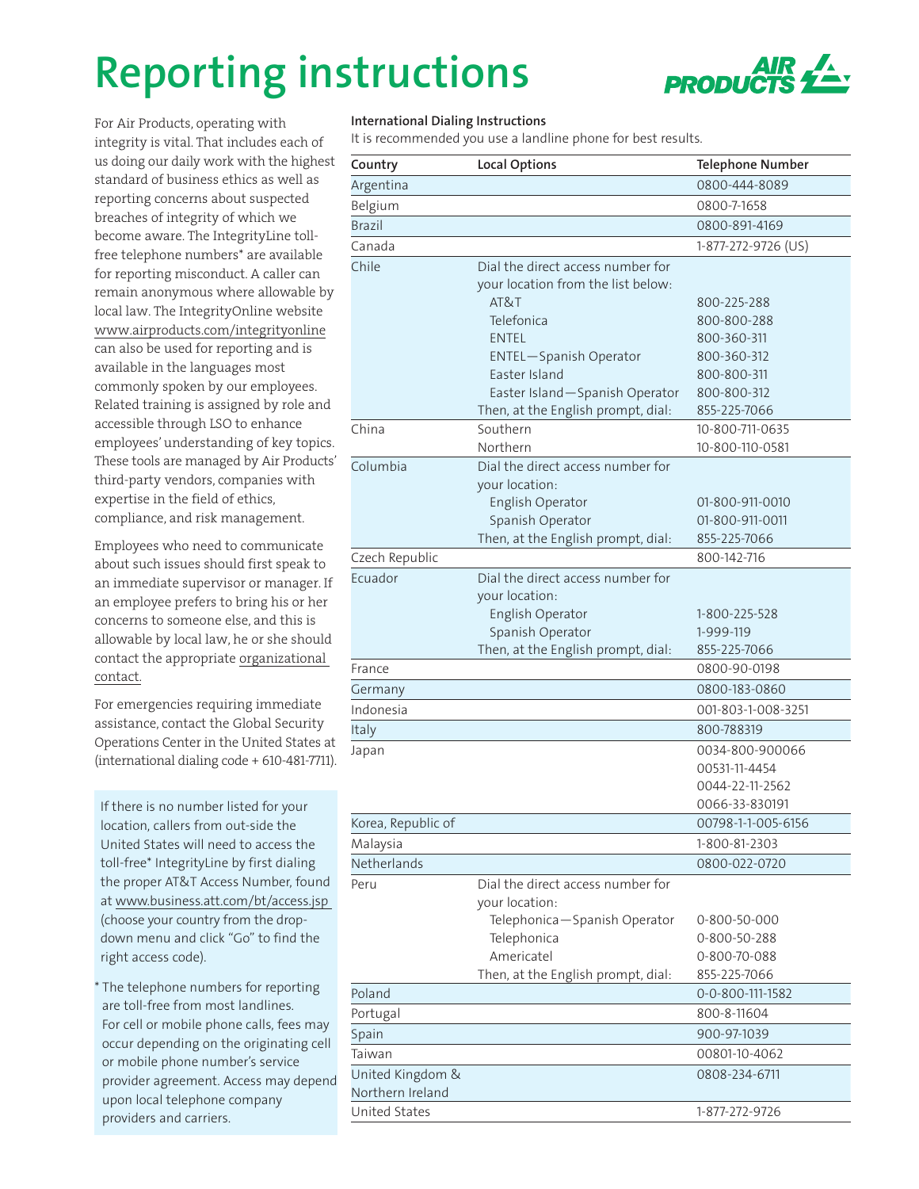# Reporting instructions

For Air Products, operating with integrity is vital. That includes each of us doing our daily work with the highest standard of business ethics as well as reporting concerns about suspected breaches of integrity of which we become aware. The IntegrityLine toll-free telephone numbers* are available for reporting misconduct. A caller can remain anonymous where allowable by local law. The IntegrityOnline website www.airproducts.com/integrityonline can also be used for reporting and is available in the languages most commonly spoken by our employees. Related training is assigned by role and accessible through LSO to enhance employees' understanding of key topics. These tools are managed by Air Products' third-party vendors, companies with expertise in the field of ethics, compliance, and risk management.

Employees who need to communicate about such issues should first speak to an immediate supervisor or manager. If an employee prefers to bring his or her concerns to someone else, and this is allowable by local law, he or she should contact the appropriate organizational contact.

For emergencies requiring immediate assistance, contact the Global Security Operations Center in the United States at (international dialing code + 610-481-7711).

If there is no number listed for your location, callers from out-side the United States will need to access the toll-free* IntegrityLine by first dialing the proper AT&T Access Number, found at www.business.att.com/bt/access.jsp (choose your country from the drop-down menu and click "Go" to find the right access code).

* The telephone numbers for reporting are toll-free from most landlines. For cell or mobile phone calls, fees may occur depending on the originating cell or mobile phone number's service provider agreement. Access may depend upon local telephone company providers and carriers.

**International Dialing Instructions**

It is recommended you use a landline phone for best results.

| Country | Local Options | Telephone Number |
|---|---|---|
| Argentina | | 0800-444-8089 |
| Belgium | | 0800-7-1658 |
| Brazil | | 0800-891-4169 |
| Canada | | 1-877-272-9726 (US) |
| Chile | Dial the direct access number for your location from the list below: | |
| | AT&T | 800-225-288 |
| | Telefonica | 800-800-288 |
| | ENTEL | 800-360-311 |
| | ENTEL—Spanish Operator | 800-360-312 |
| | Easter Island | 800-800-311 |
| | Easter Island—Spanish Operator | 800-800-312 |
| | Then, at the English prompt, dial: | 855-225-7066 |
| China | Southern | 10-800-711-0635 |
| | Northern | 10-800-110-0581 |
| Columbia | Dial the direct access number for your location: | |
| | English Operator | 01-800-911-0010 |
| | Spanish Operator | 01-800-911-0011 |
| | Then, at the English prompt, dial: | 855-225-7066 |
| Czech Republic | | 800-142-716 |
| Ecuador | Dial the direct access number for your location: | |
| | English Operator | 1-800-225-528 |
| | Spanish Operator | 1-999-119 |
| | Then, at the English prompt, dial: | 855-225-7066 |
| France | | 0800-90-0198 |
| Germany | | 0800-183-0860 |
| Indonesia | | 001-803-1-008-3251 |
| Italy | | 800-788319 |
| Japan | | 0034-800-900066 |
| | | 00531-11-4454 |
| | | 0044-22-11-2562 |
| | | 0066-33-830191 |
| Korea, Republic of | | 00798-1-1-005-6156 |
| Malaysia | | 1-800-81-2303 |
| Netherlands | | 0800-022-0720 |
| Peru | Dial the direct access number for your location: | |
| | Telephonica—Spanish Operator | 0-800-50-000 |
| | Telephonica | 0-800-50-288 |
| | Americatel | 0-800-70-088 |
| | Then, at the English prompt, dial: | 855-225-7066 |
| Poland | | 0-0-800-111-1582 |
| Portugal | | 800-8-11604 |
| Spain | | 900-97-1039 |
| Taiwan | | 00801-10-4062 |
| United Kingdom & Northern Ireland | | 0808-234-6711 |
| United States | | 1-877-272-9726 |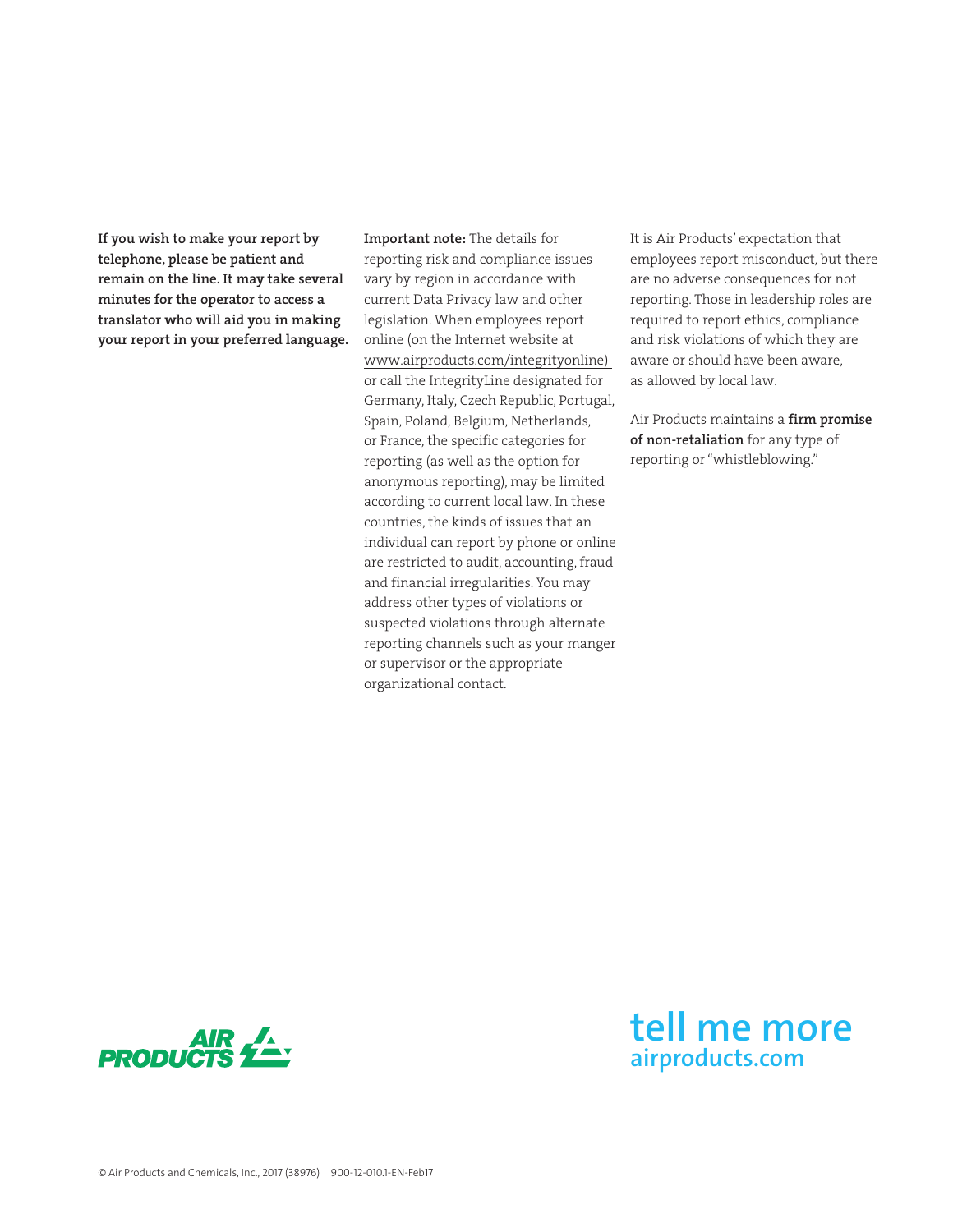**If you wish to make your report by telephone, please be patient and remain on the line. It may take several minutes for the operator to access a translator who will aid you in making your report in your preferred language.**

**Important note:** The details for reporting risk and compliance issues vary by region in accordance with current Data Privacy law and other legislation. When employees report online (on the Internet website at www.airproducts.com/integrityonline) or call the IntegrityLine designated for Germany, Italy, Czech Republic, Portugal, Spain, Poland, Belgium, Netherlands, or France, the specific categories for reporting (as well as the option for anonymous reporting), may be limited according to current local law. In these countries, the kinds of issues that an individual can report by phone or online are restricted to audit, accounting, fraud and financial irregularities. You may address other types of violations or suspected violations through alternate reporting channels such as your manger or supervisor or the appropriate organizational contact.

It is Air Products' expectation that employees report misconduct, but there are no adverse consequences for not reporting. Those in leadership roles are required to report ethics, compliance and risk violations of which they are aware or should have been aware, as allowed by local law.

Air Products maintains a **firm promise of non-retaliation** for any type of reporting or "whistleblowing."

AIR PRODUCTS

**tell me more**
**airproducts.com**

© Air Products and Chemicals, Inc., 2017 (38976) 900-12-010.1-EN-Feb17